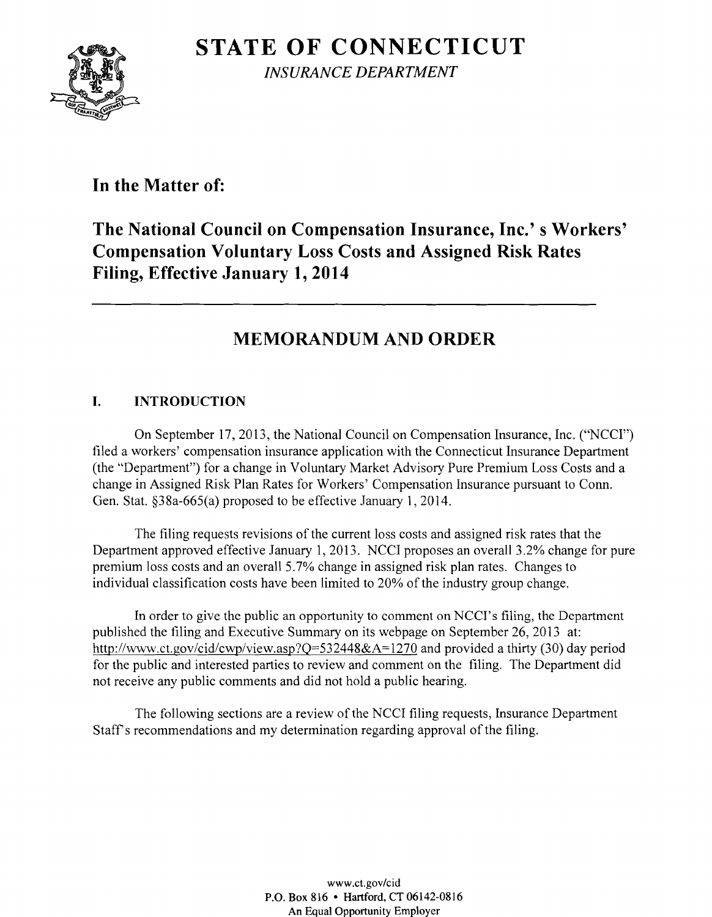# STATE OF CONNECTICUT

*INSURANCE DEPARTMENT*

## In the Matter of:

## The National Council on Compensation Insurance, Inc.' s Workers' Compensation Voluntary Loss Costs and Assigned Risk Rates Filing, Effective January 1, 2014

---

## MEMORANDUM AND ORDER

### I. INTRODUCTION

On September 17, 2013, the National Council on Compensation Insurance, Inc. ("NCCI") filed a workers' compensation insurance application with the Connecticut Insurance Department (the "Department") for a change in Voluntary Market Advisory Pure Premium Loss Costs and a change in Assigned Risk Plan Rates for Workers' Compensation Insurance pursuant to Conn. Gen. Stat. §38a-665(a) proposed to be effective January 1, 2014.

The filing requests revisions of the current loss costs and assigned risk rates that the Department approved effective January 1, 2013. NCCI proposes an overall 3.2% change for pure premium loss costs and an overall 5.7% change in assigned risk plan rates. Changes to individual classification costs have been limited to 20% of the industry group change.

In order to give the public an opportunity to comment on NCCI's filing, the Department published the filing and Executive Summary on its webpage on September 26, 2013 at: http://www.ct.gov/cid/cwp/view.asp?Q=532448&A=1270 and provided a thirty (30) day period for the public and interested parties to review and comment on the filing. The Department did not receive any public comments and did not hold a public hearing.

The following sections are a review of the NCCI filing requests, Insurance Department Staff's recommendations and my determination regarding approval of the filing.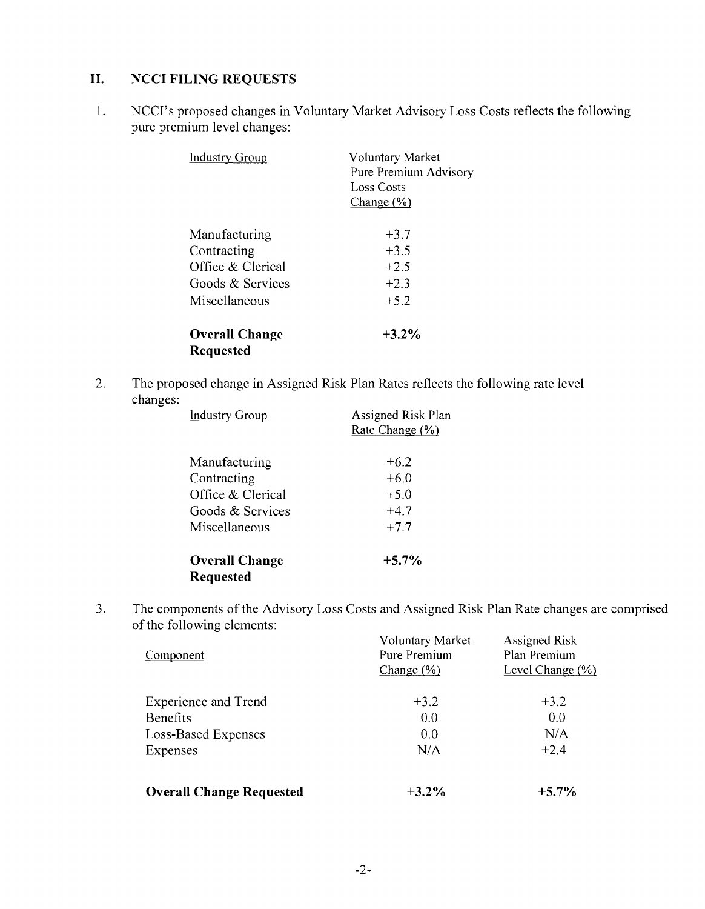## II. NCCI FILING REQUESTS

1. NCCI's proposed changes in Voluntary Market Advisory Loss Costs reflects the following pure premium level changes:

| Industry Group | Voluntary Market Pure Premium Advisory Loss Costs Change (%) |
|---|---|
| Manufacturing | +3.7 |
| Contracting | +3.5 |
| Office & Clerical | +2.5 |
| Goods & Services | +2.3 |
| Miscellaneous | +5.2 |
| **Overall Change Requested** | **+3.2%** |

2. The proposed change in Assigned Risk Plan Rates reflects the following rate level changes:

| Industry Group | Assigned Risk Plan Rate Change (%) |
|---|---|
| Manufacturing | +6.2 |
| Contracting | +6.0 |
| Office & Clerical | +5.0 |
| Goods & Services | +4.7 |
| Miscellaneous | +7.7 |
| **Overall Change Requested** | **+5.7%** |

3. The components of the Advisory Loss Costs and Assigned Risk Plan Rate changes are comprised of the following elements:

| Component | Voluntary Market Pure Premium Change (%) | Assigned Risk Plan Premium Level Change (%) |
|---|---|---|
| Experience and Trend | +3.2 | +3.2 |
| Benefits | 0.0 | 0.0 |
| Loss-Based Expenses | 0.0 | N/A |
| Expenses | N/A | +2.4 |
| **Overall Change Requested** | **+3.2%** | **+5.7%** |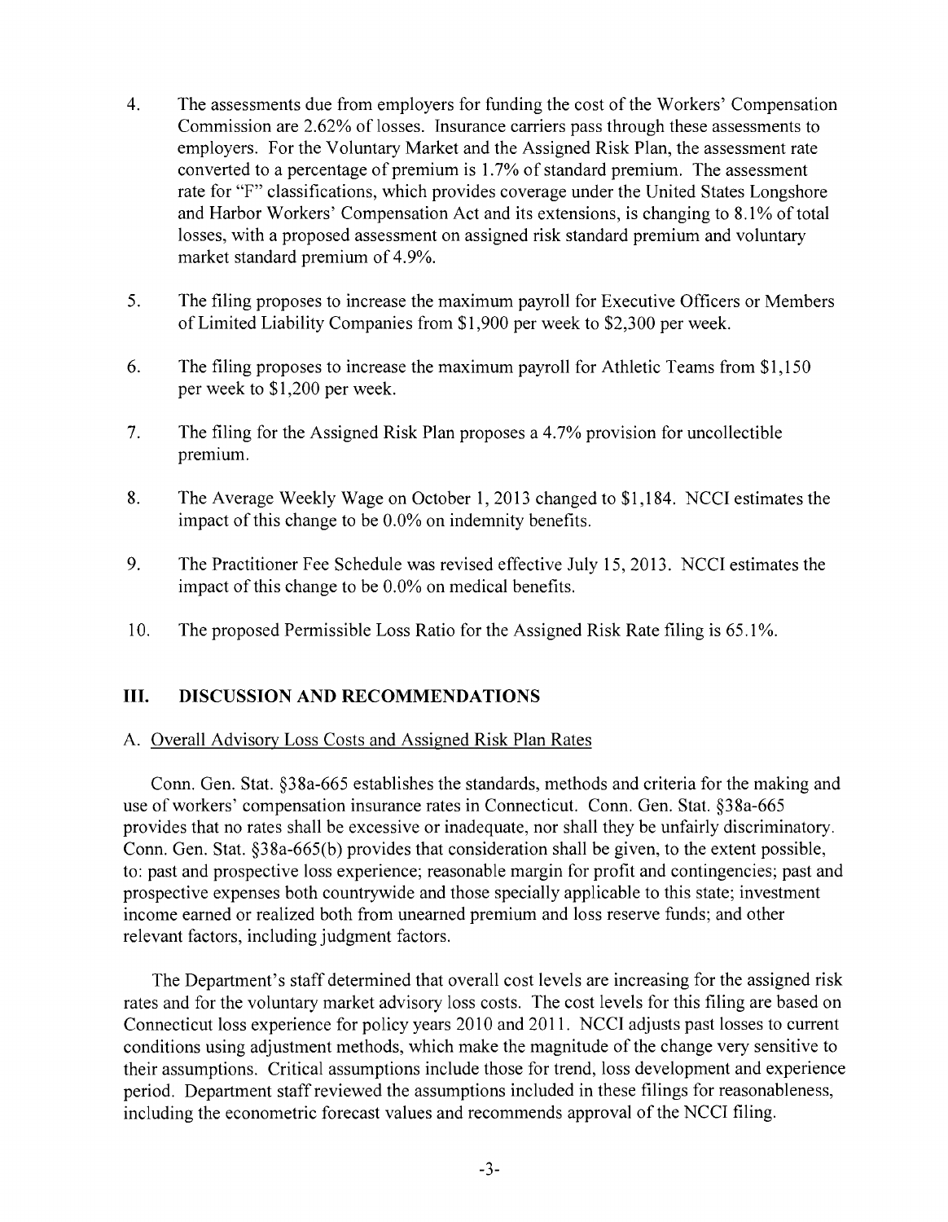4. The assessments due from employers for funding the cost of the Workers' Compensation Commission are 2.62% of losses. Insurance carriers pass through these assessments to employers. For the Voluntary Market and the Assigned Risk Plan, the assessment rate converted to a percentage of premium is 1.7% of standard premium. The assessment rate for "F" classifications, which provides coverage under the United States Longshore and Harbor Workers' Compensation Act and its extensions, is changing to 8.1% of total losses, with a proposed assessment on assigned risk standard premium and voluntary market standard premium of 4.9%.

5. The filing proposes to increase the maximum payroll for Executive Officers or Members of Limited Liability Companies from $1,900 per week to $2,300 per week.

6. The filing proposes to increase the maximum payroll for Athletic Teams from $1,150 per week to $1,200 per week.

7. The filing for the Assigned Risk Plan proposes a 4.7% provision for uncollectible premium.

8. The Average Weekly Wage on October 1, 2013 changed to $1,184. NCCI estimates the impact of this change to be 0.0% on indemnity benefits.

9. The Practitioner Fee Schedule was revised effective July 15, 2013. NCCI estimates the impact of this change to be 0.0% on medical benefits.

10. The proposed Permissible Loss Ratio for the Assigned Risk Rate filing is 65.1%.

## III. DISCUSSION AND RECOMMENDATIONS

### A. Overall Advisory Loss Costs and Assigned Risk Plan Rates

Conn. Gen. Stat. §38a-665 establishes the standards, methods and criteria for the making and use of workers' compensation insurance rates in Connecticut. Conn. Gen. Stat. §38a-665 provides that no rates shall be excessive or inadequate, nor shall they be unfairly discriminatory. Conn. Gen. Stat. §38a-665(b) provides that consideration shall be given, to the extent possible, to: past and prospective loss experience; reasonable margin for profit and contingencies; past and prospective expenses both countrywide and those specially applicable to this state; investment income earned or realized both from unearned premium and loss reserve funds; and other relevant factors, including judgment factors.

The Department's staff determined that overall cost levels are increasing for the assigned risk rates and for the voluntary market advisory loss costs. The cost levels for this filing are based on Connecticut loss experience for policy years 2010 and 2011. NCCI adjusts past losses to current conditions using adjustment methods, which make the magnitude of the change very sensitive to their assumptions. Critical assumptions include those for trend, loss development and experience period. Department staff reviewed the assumptions included in these filings for reasonableness, including the econometric forecast values and recommends approval of the NCCI filing.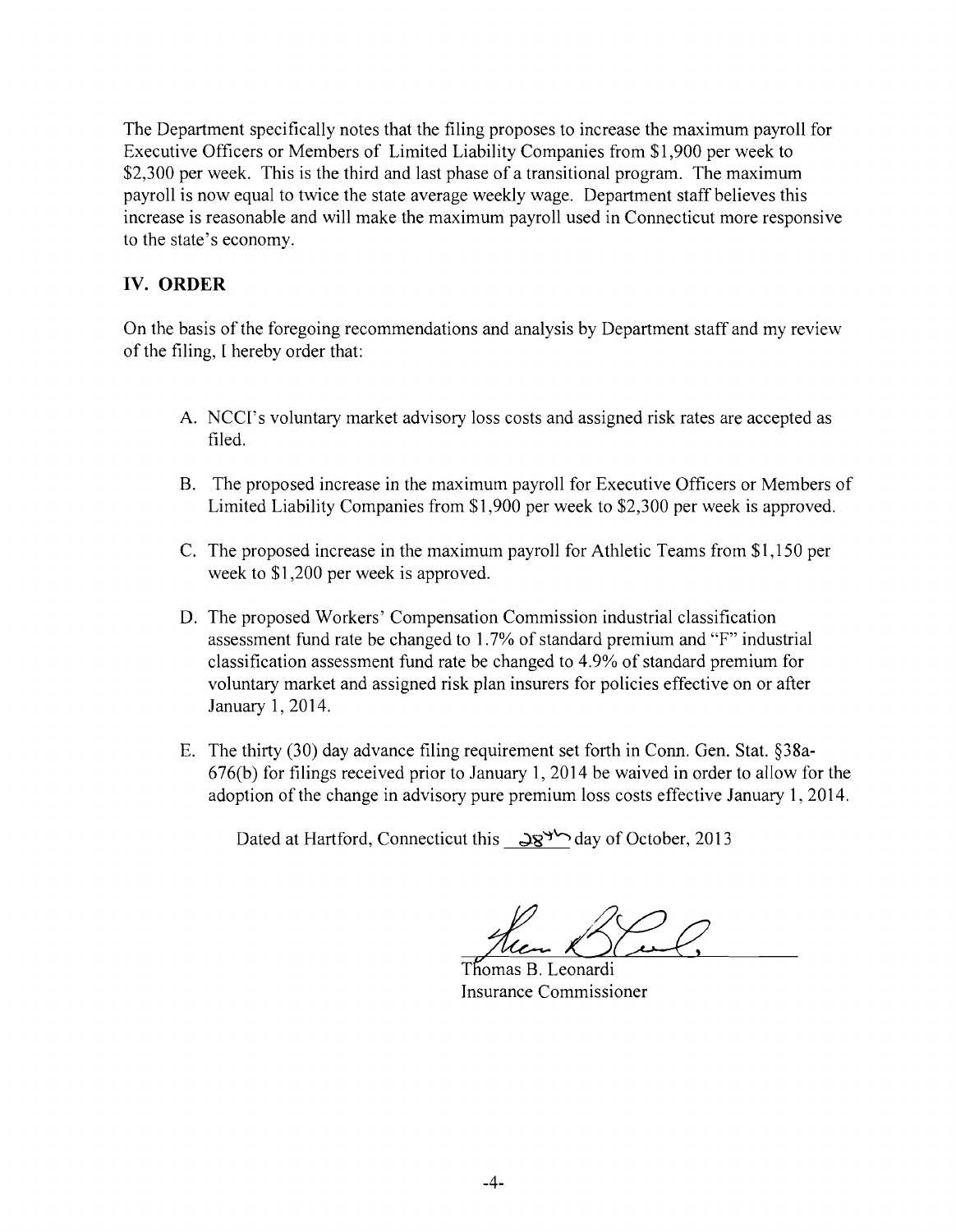The Department specifically notes that the filing proposes to increase the maximum payroll for Executive Officers or Members of Limited Liability Companies from $1,900 per week to $2,300 per week. This is the third and last phase of a transitional program. The maximum payroll is now equal to twice the state average weekly wage. Department staff believes this increase is reasonable and will make the maximum payroll used in Connecticut more responsive to the state's economy.

## IV. ORDER

On the basis of the foregoing recommendations and analysis by Department staff and my review of the filing, I hereby order that:

A. NCCI's voluntary market advisory loss costs and assigned risk rates are accepted as filed.

B. The proposed increase in the maximum payroll for Executive Officers or Members of Limited Liability Companies from $1,900 per week to $2,300 per week is approved.

C. The proposed increase in the maximum payroll for Athletic Teams from $1,150 per week to $1,200 per week is approved.

D. The proposed Workers' Compensation Commission industrial classification assessment fund rate be changed to 1.7% of standard premium and "F" industrial classification assessment fund rate be changed to 4.9% of standard premium for voluntary market and assigned risk plan insurers for policies effective on or after January 1, 2014.

E. The thirty (30) day advance filing requirement set forth in Conn. Gen. Stat. §38a-676(b) for filings received prior to January 1, 2014 be waived in order to allow for the adoption of the change in advisory pure premium loss costs effective January 1, 2014.

Dated at Hartford, Connecticut this 28th day of October, 2013

Thomas B. Leonardi
Insurance Commissioner